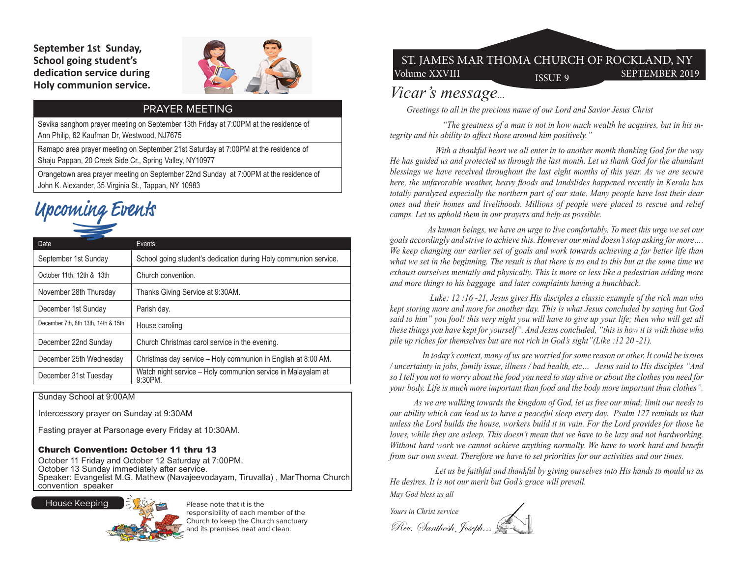**September 1st Sunday, School going student's dedication service during Holy communion service.**

## PRAYER MEETING

Sevika sanghom prayer meeting on September 13th Friday at 7:00PM at the residence of Ann Philip, 62 Kaufman Dr, Westwood, NJ7675

Ramapo area prayer meeting on September 21st Saturday at 7:00PM at the residence of Shaju Pappan, 20 Creek Side Cr., Spring Valley, NY10977

Orangetown area prayer meeting on September 22nd Sunday at 7:00PM at the residence of John K. Alexander, 35 Virginia St., Tappan, NY 10983

## Upcoming Events

| Date | Events |
|---|---|
| September 1st Sunday | School going student's dedication during Holy communion service. |
| October 11th, 12th & 13th | Church convention. |
| November 28th Thursday | Thanks Giving Service at 9:30AM. |
| December 1st Sunday | Parish day. |
| December 7th, 8th 13th, 14th & 15th | House caroling |
| December 22nd Sunday | Church Christmas carol service in the evening. |
| December 25th Wednesday | Christmas day service – Holy communion in English at 8:00 AM. |
| December 31st Tuesday | Watch night service – Holy communion service in Malayalam at 9:30PM. |

Sunday School at 9:00AM

Intercessory prayer on Sunday at 9:30AM

Fasting prayer at Parsonage every Friday at 10:30AM.

**Church Convention: October 11 thru 13**

October 11 Friday and October 12 Saturday at 7:00PM.
October 13 Sunday immediately after service.
Speaker: Evangelist M.G. Mathew (Navajeevodayam, Tiruvalla) , MarThoma Church convention speaker

**House Keeping**

Please note that it is the responsibility of each member of the Church to keep the Church sanctuary and its premises neat and clean.

# ST. JAMES MAR THOMA CHURCH OF ROCKLAND, NY

Volume XXVIII — ISSUE 9 — SEPTEMBER 2019

## *Vicar's message...*

*Greetings to all in the precious name of our Lord and Savior Jesus Christ*

*"The greatness of a man is not in how much wealth he acquires, but in his integrity and his ability to affect those around him positively."*

*With a thankful heart we all enter in to another month thanking God for the way He has guided us and protected us through the last month. Let us thank God for the abundant blessings we have received throughout the last eight months of this year. As we are secure here, the unfavorable weather, heavy floods and landslides happened recently in Kerala has totally paralyzed especially the northern part of our state. Many people have lost their dear ones and their homes and livelihoods. Millions of people were placed to rescue and relief camps. Let us uphold them in our prayers and help as possible.*

*As human beings, we have an urge to live comfortably. To meet this urge we set our goals accordingly and strive to achieve this. However our mind doesn't stop asking for more…. We keep changing our earlier set of goals and work towards achieving a far better life than what we set in the beginning. The result is that there is no end to this but at the same time we exhaust ourselves mentally and physically. This is more or less like a pedestrian adding more and more things to his baggage and later complaints having a hunchback.*

*Luke: 12 :16 -21, Jesus gives His disciples a classic example of the rich man who kept storing more and more for another day. This is what Jesus concluded by saying but God said to him" you fool! this very night you will have to give up your life; then who will get all these things you have kept for yourself". And Jesus concluded, "this is how it is with those who pile up riches for themselves but are not rich in God's sight"(Like :12 20 -21).*

*In today's context, many of us are worried for some reason or other. It could be issues / uncertainty in jobs, family issue, illness / bad health, etc… Jesus said to His disciples "And so I tell you not to worry about the food you need to stay alive or about the clothes you need for your body. Life is much more important than food and the body more important than clothes".*

*As we are walking towards the kingdom of God, let us free our mind; limit our needs to our ability which can lead us to have a peaceful sleep every day. Psalm 127 reminds us that unless the Lord builds the house, workers build it in vain. For the Lord provides for those he loves, while they are asleep. This doesn't mean that we have to be lazy and not hardworking. Without hard work we cannot achieve anything normally. We have to work hard and benefit from our own sweat. Therefore we have to set priorities for our activities and our times.*

*Let us be faithful and thankful by giving ourselves into His hands to mould us as He desires. It is not our merit but God's grace will prevail.*

*May God bless us all*

*Yours in Christ service*

*Rev. Santhosh Joseph...*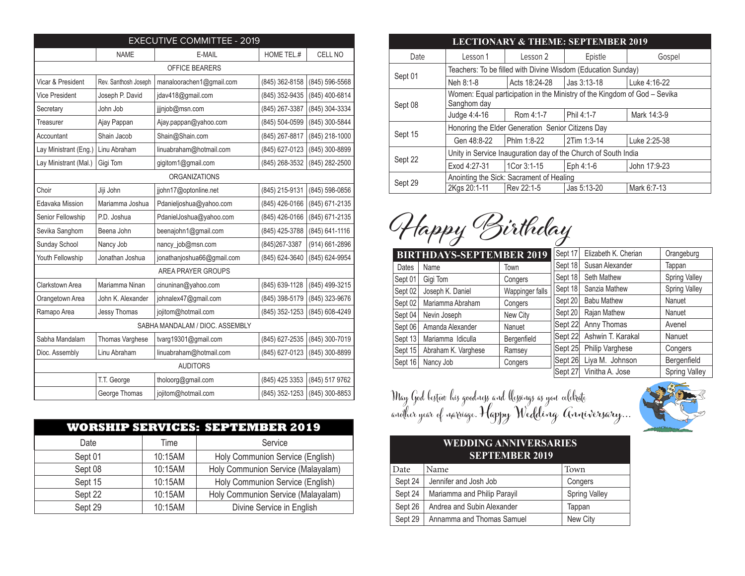## EXECUTIVE COMMITTEE - 2019

| | NAME | E-MAIL | HOME TEL.# | CELL NO |
|---|---|---|---|---|
| | | OFFICE BEARERS | | |
| Vicar & President | Rev. Santhosh Joseph | manaloorachen1@gmail.com | (845) 362-8158 | (845) 596-5568 |
| Vice President | Joseph P. David | jdav418@gmail.com | (845) 352-9435 | (845) 400-6814 |
| Secretary | John Job | jjjnjob@msn.com | (845) 267-3387 | (845) 304-3334 |
| Treasurer | Ajay Pappan | Ajay.pappan@yahoo.com | (845) 504-0599 | (845) 300-5844 |
| Accountant | Shain Jacob | Shain@Shain.com | (845) 267-8817 | (845) 218-1000 |
| Lay Ministrant (Eng.) | Linu Abraham | linuabraham@hotmail.com | (845) 627-0123 | (845) 300-8899 |
| Lay Ministrant (Mal.) | Gigi Tom | gigitom1@gmail.com | (845) 268-3532 | (845) 282-2500 |
| | | ORGANIZATIONS | | |
| Choir | Jiji John | jjohn17@optonline.net | (845) 215-9131 | (845) 598-0856 |
| Edavaka Mission | Mariamma Joshua | Pdanieljoshua@yahoo.com | (845) 426-0166 | (845) 671-2135 |
| Senior Fellowship | P.D. Joshua | PdanielJoshua@yahoo.com | (845) 426-0166 | (845) 671-2135 |
| Sevika Sanghom | Beena John | beenajohn1@gmail.com | (845) 425-3788 | (845) 641-1116 |
| Sunday School | Nancy Job | nancy_job@msn.com | (845)267-3387 | (914) 661-2896 |
| Youth Fellowship | Jonathan Joshua | jonathanjoshua66@gmail.com | (845) 624-3640 | (845) 624-9954 |
| | | AREA PRAYER GROUPS | | |
| Clarkstown Area | Mariamma Ninan | cinuninan@yahoo.com | (845) 639-1128 | (845) 499-3215 |
| Orangetown Area | John K. Alexander | johnalex47@gmail.com | (845) 398-5179 | (845) 323-9676 |
| Ramapo Area | Jessy Thomas | jojitom@hotmail.com | (845) 352-1253 | (845) 608-4249 |
| | | SABHA MANDALAM / DIOC. ASSEMBLY | | |
| Sabha Mandalam | Thomas Varghese | tvarg19301@gmail.com | (845) 627-2535 | (845) 300-7019 |
| Dioc. Assembly | Linu Abraham | linuabraham@hotmail.com | (845) 627-0123 | (845) 300-8899 |
| | | AUDITORS | | |
| | T.T. George | tholoorg@gmail.com | (845) 425 3353 | (845) 517 9762 |
| | George Thomas | jojitom@hotmail.com | (845) 352-1253 | (845) 300-8853 |

## WORSHIP SERVICES: SEPTEMBER 2019

| Date | Time | Service |
|---|---|---|
| Sept 01 | 10:15AM | Holy Communion Service (English) |
| Sept 08 | 10:15AM | Holy Communion Service (Malayalam) |
| Sept 15 | 10:15AM | Holy Communion Service (English) |
| Sept 22 | 10:15AM | Holy Communion Service (Malayalam) |
| Sept 29 | 10:15AM | Divine Service in English |

## LECTIONARY & THEME: SEPTEMBER 2019

| Date | Lesson 1 | Lesson 2 | Epistle | Gospel |
|---|---|---|---|---|
| Sept 01 | Teachers: To be filled with Divine Wisdom (Education Sunday) | | | |
| | Neh 8:1-8 | Acts 18:24-28 | Jas 3:13-18 | Luke 4:16-22 |
| Sept 08 | Women: Equal participation in the Ministry of the Kingdom of God – Sevika Sanghom day | | | |
| | Judge 4:4-16 | Rom 4:1-7 | Phil 4:1-7 | Mark 14:3-9 |
| Sept 15 | Honoring the Elder Generation Senior Citizens Day | | | |
| | Gen 48:8-22 | Phlm 1:8-22 | 2Tim 1:3-14 | Luke 2:25-38 |
| Sept 22 | Unity in Service Inauguration day of the Church of South India | | | |
| | Exod 4:27-31 | 1Cor 3:1-15 | Eph 4:1-6 | John 17:9-23 |
| Sept 29 | Anointing the Sick: Sacrament of Healing | | | |
| | 2Kgs 20:1-11 | Rev 22:1-5 | Jas 5:13-20 | Mark 6:7-13 |

# *Happy Birthday*

## BIRTHDAYS-SEPTEMBER 2019

| Dates | Name | Town |
|---|---|---|
| Sept 01 | Gigi Tom | Congers |
| Sept 02 | Joseph K. Daniel | Wappinger falls |
| Sept 02 | Mariamma Abraham | Congers |
| Sept 04 | Nevin Joseph | New City |
| Sept 06 | Amanda Alexander | Nanuet |
| Sept 13 | Mariamma Idiculla | Bergenfield |
| Sept 15 | Abraham K. Varghese | Ramsey |
| Sept 16 | Nancy Job | Congers |
| Sept 17 | Elizabeth K. Cherian | Orangeburg |
| Sept 18 | Susan Alexander | Tappan |
| Sept 18 | Seth Mathew | Spring Valley |
| Sept 18 | Sanzia Mathew | Spring Valley |
| Sept 20 | Babu Mathew | Nanuet |
| Sept 20 | Rajan Mathew | Nanuet |
| Sept 22 | Anny Thomas | Avenel |
| Sept 22 | Ashwin T. Karakal | Nanuet |
| Sept 25 | Philip Varghese | Congers |
| Sept 26 | Liya M. Johnson | Bergenfield |
| Sept 27 | Vinitha A. Jose | Spring Valley |

*May God bestow his goodness and blessings as you celebrate another year of marriage. Happy Wedding Anniversary...*

## WEDDING ANNIVERSARIES SEPTEMBER 2019

| Date | Name | Town |
|---|---|---|
| Sept 24 | Jennifer and Josh Job | Congers |
| Sept 24 | Mariamma and Philip Parayil | Spring Valley |
| Sept 26 | Andrea and Subin Alexander | Tappan |
| Sept 29 | Annamma and Thomas Samuel | New City |